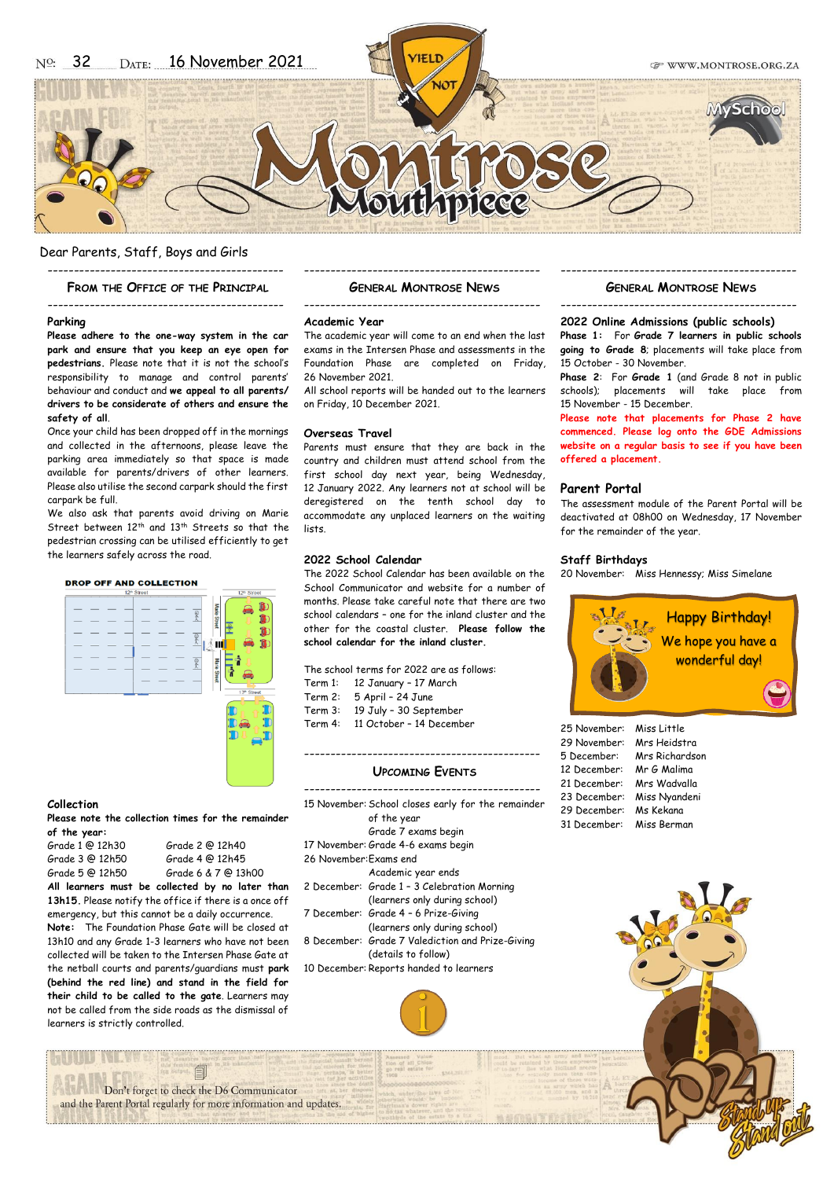# Montrose Mouthpiece

No: 32 Date: 16 November 2021

WWW.MONTROSE.ORG.ZA

Dear Parents, Staff, Boys and Girls

## From the Office of the Principal

### Parking

**Please adhere to the one-way system in the car park and ensure that you keep an eye open for pedestrians.** Please note that it is not the school's responsibility to manage and control parents' behaviour and conduct and **we appeal to all parents/ drivers to be considerate of others and ensure the safety of all**.

Once your child has been dropped off in the mornings and collected in the afternoons, please leave the parking area immediately so that space is made available for parents/drivers of other learners. Please also utilise the second carpark should the first carpark be full.

We also ask that parents avoid driving on Marie Street between 12th and 13th Streets so that the pedestrian crossing can be utilised efficiently to get the learners safely across the road.

DROP OFF AND COLLECTION

### Collection

**Please note the collection times for the remainder of the year:**

| | |
|---|---|
| Grade 1 @ 12h30 | Grade 2 @ 12h40 |
| Grade 3 @ 12h50 | Grade 4 @ 12h45 |
| Grade 5 @ 12h50 | Grade 6 & 7 @ 13h00 |

**All learners must be collected by no later than 13h15.** Please notify the office if there is a once off emergency, but this cannot be a daily occurrence.

**Note:** The Foundation Phase Gate will be closed at 13h10 and any Grade 1-3 learners who have not been collected will be taken to the Intersen Phase Gate at the netball courts and parents/guardians must **park (behind the red line) and stand in the field for their child to be called to the gate.** Learners may not be called from the side roads as the dismissal of learners is strictly controlled.

## General Montrose News

### Academic Year

The academic year will come to an end when the last exams in the Intersen Phase and assessments in the Foundation Phase are completed on Friday, 26 November 2021.

All school reports will be handed out to the learners on Friday, 10 December 2021.

### Overseas Travel

Parents must ensure that they are back in the country and children must attend school from the first school day next year, being Wednesday, 12 January 2022. Any learners not at school will be deregistered on the tenth school day to accommodate any unplaced learners on the waiting lists.

### 2022 School Calendar

The 2022 School Calendar has been available on the School Communicator and website for a number of months. Please take careful note that there are two school calendars – one for the inland cluster and the other for the coastal cluster. **Please follow the school calendar for the inland cluster.**

The school terms for 2022 are as follows:

- Term 1: 12 January – 17 March
- Term 2: 5 April – 24 June
- Term 3: 19 July – 30 September
- Term 4: 11 October – 14 December

## Upcoming Events

- 15 November: School closes early for the remainder of the year; Grade 7 exams begin
- 17 November: Grade 4-6 exams begin
- 26 November: Exams end; Academic year ends
- 2 December: Grade 1 – 3 Celebration Morning (learners only during school)
- 7 December: Grade 4 – 6 Prize-Giving (learners only during school)
- 8 December: Grade 7 Valediction and Prize-Giving (details to follow)
- 10 December: Reports handed to learners

## General Montrose News

### 2022 Online Admissions (public schools)

**Phase 1:** For **Grade 7 learners in public schools going to Grade 8**; placements will take place from 15 October - 30 November.

**Phase 2:** For **Grade 1** (and Grade 8 not in public schools); placements will take place from 15 November - 15 December.

**Please note that placements for Phase 2 have commenced. Please log onto the GDE Admissions website on a regular basis to see if you have been offered a placement.**

### Parent Portal

The assessment module of the Parent Portal will be deactivated at 08h00 on Wednesday, 17 November for the remainder of the year.

### Staff Birthdays

20 November: Miss Hennessy; Miss Simelane

Happy Birthday! We hope you have a wonderful day!

- 25 November: Miss Little
- 29 November: Mrs Heidstra
- 5 December: Mrs Richardson
- 12 December: Mr G Malima
- 21 December: Mrs Wadvalla
- 23 December: Miss Nyandeni
- 29 December: Ms Kekana
- 31 December: Miss Berman

Don't forget to check the D6 Communicator and the Parent Portal regularly for more information and updates.

2021 Stand up Stand out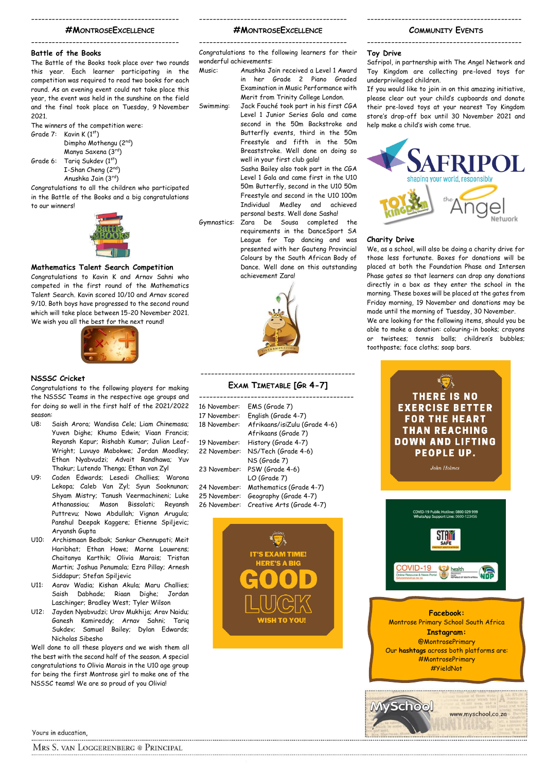## #MontroseExcellence

### Battle of the Books

The Battle of the Books took place over two rounds this year. Each learner participating in the competition was required to read two books for each round. As an evening event could not take place this year, the event was held in the sunshine on the field and the final took place on Tuesday, 9 November 2021.

The winners of the competition were:

Grade 7: Kavin K (1st)
Dimpho Mothengu (2nd)
Manya Saxena (3rd)

Grade 6: Tariq Sukdev (1st)
I-Shan Cheng (2nd)
Anushka Jain (3rd)

Congratulations to all the children who participated in the Battle of the Books and a big congratulations to our winners!

### Mathematics Talent Search Competition

Congratulations to Kavin K and Arnav Sahni who competed in the first round of the Mathematics Talent Search. Kavin scored 10/10 and Arnav scored 9/10. Both boys have progressed to the second round which will take place between 15-20 November 2021. We wish you all the best for the next round!

### NSSSC Cricket

Congratulations to the following players for making the NSSSC Teams in the respective age groups and for doing so well in the first half of the 2021/2022 season:

U8: Saish Arora; Wandisa Cele; Liam Chinemasa; Yuven Dighe; Khumo Edwin; Viaan Francis; Reyansh Kapur; Rishabh Kumar; Julian Leaf-Wright; Luvuyo Mabokwe; Jordan Moodley; Ethan Nyabvudzi; Advait Randhawa; Yuv Thakur; Lutendo Thenga; Ethan van Zyl

U9: Caden Edwards; Lesedi Challies; Warona Lekopa; Caleb Van Zyl; Syun Sooknunan; Shyam Mistry; Tanush Veermachineni; Luke Athanassiou; Mason Bissolati; Reyansh Puttrevu; Nowa Abdullah; Vignan Arugula; Panshul Deepak Kaggere; Etienne Spiljevic; Aryansh Gupta

U10: Archismaan Bedbak; Sankar Chennupati; Meit Haribhat; Ethan Howe; Morne Louwrens; Chaitanya Karthik; Olivia Marais; Tristan Martin; Joshua Penumala; Ezra Pillay; Arnesh Siddapur; Stefan Spiljevic

U11: Aarav Wadia; Kishan Akula; Maru Challies; Saish Dabhade; Riaan Dighe; Jordan Laschinger; Bradley West; Tyler Wilson

U12: Jayden Nyabvudzi; Urav Mukhija; Arav Naidu; Ganesh Kamireddy; Arnav Sahni; Tariq Sukdev; Samuel Bailey; Dylan Edwards; Nicholas Sibesho

Well done to all these players and we wish them all the best with the second half of the season. A special congratulations to Olivia Marais in the U10 age group for being the first Montrose girl to make one of the NSSSC teams! We are so proud of you Olivia!

## #MontroseExcellence

Congratulations to the following learners for their wonderful achievements:

Music: Anushka Jain received a Level 1 Award in her Grade 2 Piano Graded Examination in Music Performance with Merit from Trinity College London.

Swimming: Jack Fouché took part in his first CGA Level 1 Junior Series Gala and came second in the 50m Backstroke and Butterfly events, third in the 50m Freestyle and fifth in the 50m Breaststroke. Well done on doing so well in your first club gala!
Sasha Bailey also took part in the CGA Level 1 Gala and came first in the U10 50m Butterfly, second in the U10 50m Freestyle and second in the U10 100m Individual Medley and achieved personal bests. Well done Sasha!

Gymnastics: Zara De Sousa completed the requirements in the DanceSport SA League for Tap dancing and was presented with her Gauteng Provincial Colours by the South African Body of Dance. Well done on this outstanding achievement Zara!

## Exam Timetable [Gr 4-7]

| | |
|---|---|
| 16 November: | EMS (Grade 7) |
| 17 November: | English (Grade 4-7) |
| 18 November: | Afrikaans/isiZulu (Grade 4-6)<br>Afrikaans (Grade 7) |
| 19 November: | History (Grade 4-7) |
| 22 November: | NS/Tech (Grade 4-6)<br>NS (Grade 7) |
| 23 November: | PSW (Grade 4-6)<br>LO (Grade 7) |
| 24 November: | Mathematics (Grade 4-7) |
| 25 November: | Geography (Grade 4-7) |
| 26 November: | Creative Arts (Grade 4-7) |

IT'S EXAM TIME! HERE'S A BIG GOOD LUCK WISH TO YOU!

## Community Events

### Toy Drive

Safripol, in partnership with The Angel Network and Toy Kingdom are collecting pre-loved toys for underprivileged children.

If you would like to join in on this amazing initiative, please clear out your child's cupboards and donate their pre-loved toys at your nearest Toy Kingdom store's drop-off box until 30 November 2021 and help make a child's wish come true.

### Charity Drive

We, as a school, will also be doing a charity drive for those less fortunate. Boxes for donations will be placed at both the Foundation Phase and Intersen Phase gates so that learners can drop any donations directly in a box as they enter the school in the morning. These boxes will be placed at the gates from Friday morning, 19 November and donations may be made until the morning of Tuesday, 30 November.

We are looking for the following items, should you be able to make a donation: colouring-in books; crayons or twistees; tennis balls; children's bubbles; toothpaste; face cloths; soap bars.

THERE IS NO EXERCISE BETTER FOR THE HEART THAN REACHING DOWN AND LIFTING PEOPLE UP.

*John Holmes*

**Facebook:**
Montrose Primary School South Africa
**Instagram:**
@MontrosePrimary
Our **hashtags** across both platforms are:
#MontrosePrimary
#YieldNot

www.myschool.co.za

Yours in education,

Mrs S. van Loggerenberg ❁ Principal